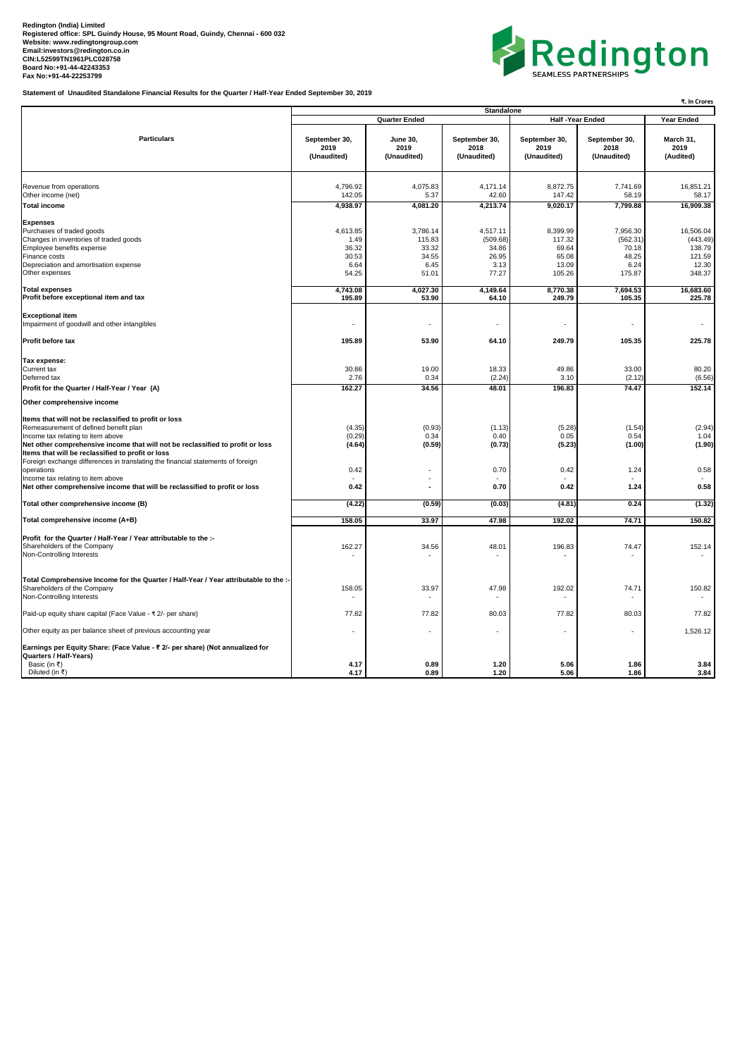**Redington (India) Limited**
**Registered office: SPL Guindy House, 95 Mount Road, Guindy, Chennai - 600 032**
**Website: www.redingtongroup.com**
**Email:investors@redington.co.in**
**CIN:L52599TN1961PLC028758**
**Board No:+91-44-42243353**
**Fax No:+91-44-22253799**

**Statement of Unaudited Standalone Financial Results for the Quarter / Half-Year Ended September 30, 2019**

₹. In Crores

| Particulars | Standalone | | | | | |
|---|---|---|---|---|---|---|
| | Quarter Ended | | | Half -Year Ended | | Year Ended |
| | September 30, 2019 (Unaudited) | June 30, 2019 (Unaudited) | September 30, 2018 (Unaudited) | September 30, 2019 (Unaudited) | September 30, 2018 (Unaudited) | March 31, 2019 (Audited) |
| Revenue from operations | 4,796.92 | 4,075.83 | 4,171.14 | 8,872.75 | 7,741.69 | 16,851.21 |
| Other income (net) | 142.05 | 5.37 | 42.60 | 147.42 | 58.19 | 58.17 |
| **Total income** | **4,938.97** | **4,081.20** | **4,213.74** | **9,020.17** | **7,799.88** | **16,909.38** |
| **Expenses** | | | | | | |
| Purchases of traded goods | 4,613.85 | 3,786.14 | 4,517.11 | 8,399.99 | 7,956.30 | 16,506.04 |
| Changes in inventories of traded goods | 1.49 | 115.83 | (509.68) | 117.32 | (562.31) | (443.49) |
| Employee benefits expense | 36.32 | 33.32 | 34.86 | 69.64 | 70.18 | 138.79 |
| Finance costs | 30.53 | 34.55 | 26.95 | 65.08 | 48.25 | 121.59 |
| Depreciation and amortisation expense | 6.64 | 6.45 | 3.13 | 13.09 | 6.24 | 12.30 |
| Other expenses | 54.25 | 51.01 | 77.27 | 105.26 | 175.87 | 348.37 |
| **Total expenses** | **4,743.08** | **4,027.30** | **4,149.64** | **8,770.38** | **7,694.53** | **16,683.60** |
| **Profit before exceptional item and tax** | **195.89** | **53.90** | **64.10** | **249.79** | **105.35** | **225.78** |
| **Exceptional item** | | | | | | |
| Impairment of goodwill and other intangibles | - | - | - | - | - | - |
| **Profit before tax** | **195.89** | **53.90** | **64.10** | **249.79** | **105.35** | **225.78** |
| **Tax expense:** | | | | | | |
| Current tax | 30.86 | 19.00 | 18.33 | 49.86 | 33.00 | 80.20 |
| Deferred tax | 2.76 | 0.34 | (2.24) | 3.10 | (2.12) | (6.56) |
| **Profit for the Quarter / Half-Year / Year (A)** | **162.27** | **34.56** | **48.01** | **196.83** | **74.47** | **152.14** |
| **Other comprehensive income** | | | | | | |
| **Items that will not be reclassified to profit or loss** | | | | | | |
| Remeasurement of defined benefit plan | (4.35) | (0.93) | (1.13) | (5.28) | (1.54) | (2.94) |
| Income tax relating to item above | (0.29) | 0.34 | 0.40 | 0.05 | 0.54 | 1.04 |
| **Net other comprehensive income that will not be reclassified to profit or loss** | **(4.64)** | **(0.59)** | **(0.73)** | **(5.23)** | **(1.00)** | **(1.90)** |
| **Items that will be reclassified to profit or loss** | | | | | | |
| Foreign exchange differences in translating the financial statements of foreign operations | 0.42 | - | 0.70 | 0.42 | 1.24 | 0.58 |
| Income tax relating to item above | - | - | - | - | - | - |
| **Net other comprehensive income that will be reclassified to profit or loss** | **0.42** | **-** | **0.70** | **0.42** | **1.24** | **0.58** |
| **Total other comprehensive income (B)** | **(4.22)** | **(0.59)** | **(0.03)** | **(4.81)** | **0.24** | **(1.32)** |
| **Total comprehensive income (A+B)** | **158.05** | **33.97** | **47.98** | **192.02** | **74.71** | **150.82** |
| **Profit for the Quarter / Half-Year / Year attributable to the :-** | | | | | | |
| Shareholders of the Company | 162.27 | 34.56 | 48.01 | 196.83 | 74.47 | 152.14 |
| Non-Controlling Interests | - | - | - | - | - | - |
| **Total Comprehensive Income for the Quarter / Half-Year / Year attributable to the :-** | | | | | | |
| Shareholders of the Company | 158.05 | 33.97 | 47.98 | 192.02 | 74.71 | 150.82 |
| Non-Controlling Interests | - | - | - | - | - | - |
| Paid-up equity share capital (Face Value - ₹ 2/- per share) | 77.82 | 77.82 | 80.03 | 77.82 | 80.03 | 77.82 |
| Other equity as per balance sheet of previous accounting year | - | - | - | - | - | 1,526.12 |
| **Earnings per Equity Share: (Face Value - ₹ 2/- per share) (Not annualized for Quarters / Half-Years)** | | | | | | |
| Basic (in ₹) | **4.17** | **0.89** | **1.20** | **5.06** | **1.86** | **3.84** |
| Diluted (in ₹) | **4.17** | **0.89** | **1.20** | **5.06** | **1.86** | **3.84** |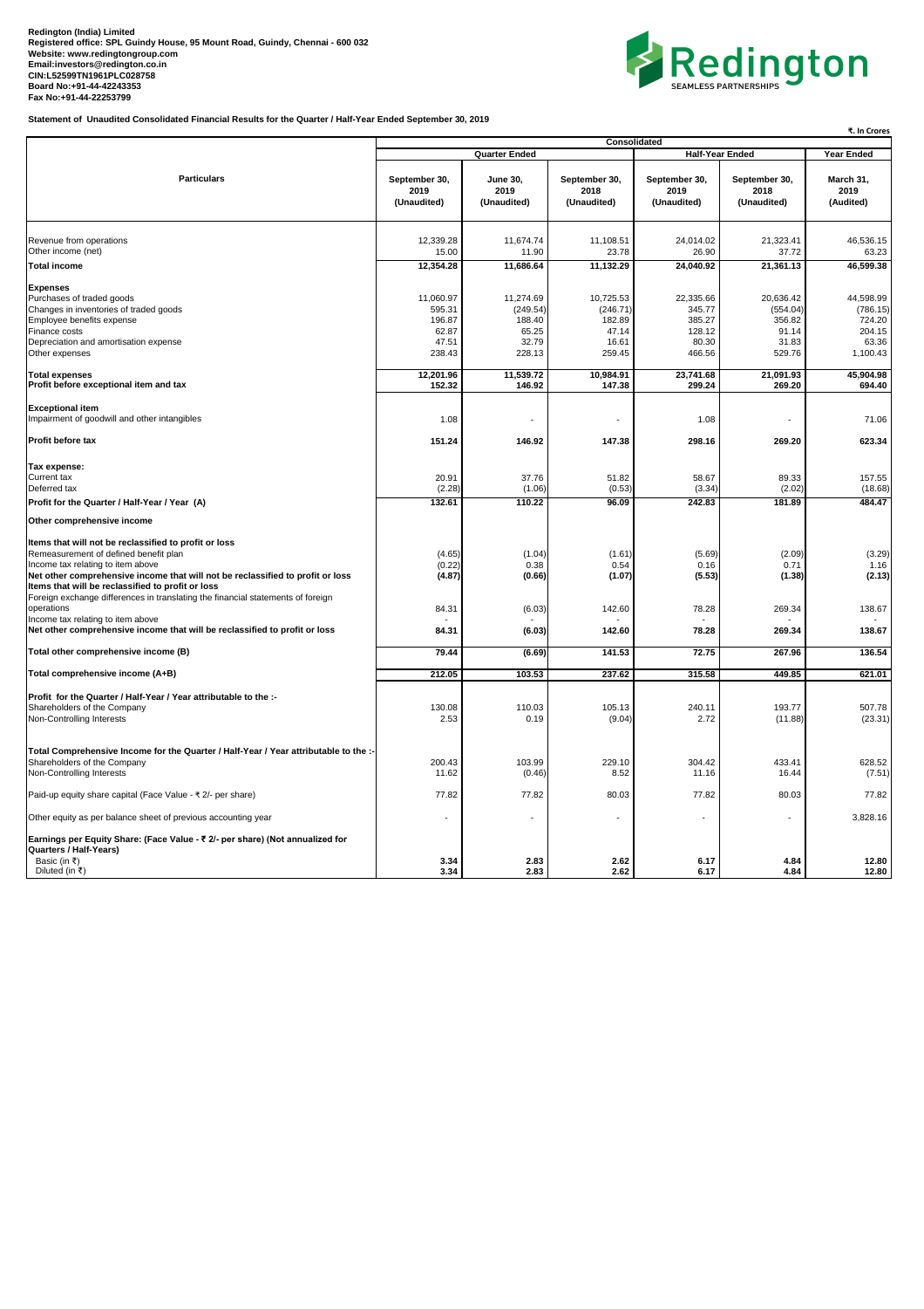**Redington (India) Limited**
**Registered office: SPL Guindy House, 95 Mount Road, Guindy, Chennai - 600 032**
**Website: www.redingtongroup.com**
**Email:investors@redington.co.in**
**CIN:L52599TN1961PLC028758**
**Board No:+91-44-42243353**
**Fax No:+91-44-22253799**

Redington
SEAMLESS PARTNERSHIPS

**Statement of Unaudited Consolidated Financial Results for the Quarter / Half-Year Ended September 30, 2019**

₹. In Crores

| Particulars | Consolidated | | | | | |
|---|---|---|---|---|---|---|
| | Quarter Ended | | | Half-Year Ended | | Year Ended |
| | September 30, 2019 (Unaudited) | June 30, 2019 (Unaudited) | September 30, 2018 (Unaudited) | September 30, 2019 (Unaudited) | September 30, 2018 (Unaudited) | March 31, 2019 (Audited) |
| Revenue from operations | 12,339.28 | 11,674.74 | 11,108.51 | 24,014.02 | 21,323.41 | 46,536.15 |
| Other income (net) | 15.00 | 11.90 | 23.78 | 26.90 | 37.72 | 63.23 |
| **Total income** | **12,354.28** | **11,686.64** | **11,132.29** | **24,040.92** | **21,361.13** | **46,599.38** |
| **Expenses** | | | | | | |
| Purchases of traded goods | 11,060.97 | 11,274.69 | 10,725.53 | 22,335.66 | 20,636.42 | 44,598.99 |
| Changes in inventories of traded goods | 595.31 | (249.54) | (246.71) | 345.77 | (554.04) | (786.15) |
| Employee benefits expense | 196.87 | 188.40 | 182.89 | 385.27 | 356.82 | 724.20 |
| Finance costs | 62.87 | 65.25 | 47.14 | 128.12 | 91.14 | 204.15 |
| Depreciation and amortisation expense | 47.51 | 32.79 | 16.61 | 80.30 | 31.83 | 63.36 |
| Other expenses | 238.43 | 228.13 | 259.45 | 466.56 | 529.76 | 1,100.43 |
| **Total expenses** | **12,201.96** | **11,539.72** | **10,984.91** | **23,741.68** | **21,091.93** | **45,904.98** |
| **Profit before exceptional item and tax** | **152.32** | **146.92** | **147.38** | **299.24** | **269.20** | **694.40** |
| **Exceptional item** | | | | | | |
| Impairment of goodwill and other intangibles | 1.08 | - | - | 1.08 | - | 71.06 |
| **Profit before tax** | **151.24** | **146.92** | **147.38** | **298.16** | **269.20** | **623.34** |
| **Tax expense:** | | | | | | |
| Current tax | 20.91 | 37.76 | 51.82 | 58.67 | 89.33 | 157.55 |
| Deferred tax | (2.28) | (1.06) | (0.53) | (3.34) | (2.02) | (18.68) |
| **Profit for the Quarter / Half-Year / Year (A)** | **132.61** | **110.22** | **96.09** | **242.83** | **181.89** | **484.47** |
| **Other comprehensive income** | | | | | | |
| **Items that will not be reclassified to profit or loss** | | | | | | |
| Remeasurement of defined benefit plan | (4.65) | (1.04) | (1.61) | (5.69) | (2.09) | (3.29) |
| Income tax relating to item above | (0.22) | 0.38 | 0.54 | 0.16 | 0.71 | 1.16 |
| **Net other comprehensive income that will not be reclassified to profit or loss** | **(4.87)** | **(0.66)** | **(1.07)** | **(5.53)** | **(1.38)** | **(2.13)** |
| **Items that will be reclassified to profit or loss** | | | | | | |
| Foreign exchange differences in translating the financial statements of foreign operations | 84.31 | (6.03) | 142.60 | 78.28 | 269.34 | 138.67 |
| Income tax relating to item above | - | - | - | - | - | - |
| **Net other comprehensive income that will be reclassified to profit or loss** | **84.31** | **(6.03)** | **142.60** | **78.28** | **269.34** | **138.67** |
| **Total other comprehensive income (B)** | **79.44** | **(6.69)** | **141.53** | **72.75** | **267.96** | **136.54** |
| **Total comprehensive income (A+B)** | **212.05** | **103.53** | **237.62** | **315.58** | **449.85** | **621.01** |
| **Profit for the Quarter / Half-Year / Year attributable to the :-** | | | | | | |
| Shareholders of the Company | 130.08 | 110.03 | 105.13 | 240.11 | 193.77 | 507.78 |
| Non-Controlling Interests | 2.53 | 0.19 | (9.04) | 2.72 | (11.88) | (23.31) |
| **Total Comprehensive Income for the Quarter / Half-Year / Year attributable to the :-** | | | | | | |
| Shareholders of the Company | 200.43 | 103.99 | 229.10 | 304.42 | 433.41 | 628.52 |
| Non-Controlling Interests | 11.62 | (0.46) | 8.52 | 11.16 | 16.44 | (7.51) |
| Paid-up equity share capital (Face Value - ₹ 2/- per share) | 77.82 | 77.82 | 80.03 | 77.82 | 80.03 | 77.82 |
| Other equity as per balance sheet of previous accounting year | - | - | - | - | - | 3,828.16 |
| **Earnings per Equity Share: (Face Value - ₹ 2/- per share) (Not annualized for Quarters / Half-Years)** | | | | | | |
| Basic (in ₹) | **3.34** | **2.83** | **2.62** | **6.17** | **4.84** | **12.80** |
| Diluted (in ₹) | **3.34** | **2.83** | **2.62** | **6.17** | **4.84** | **12.80** |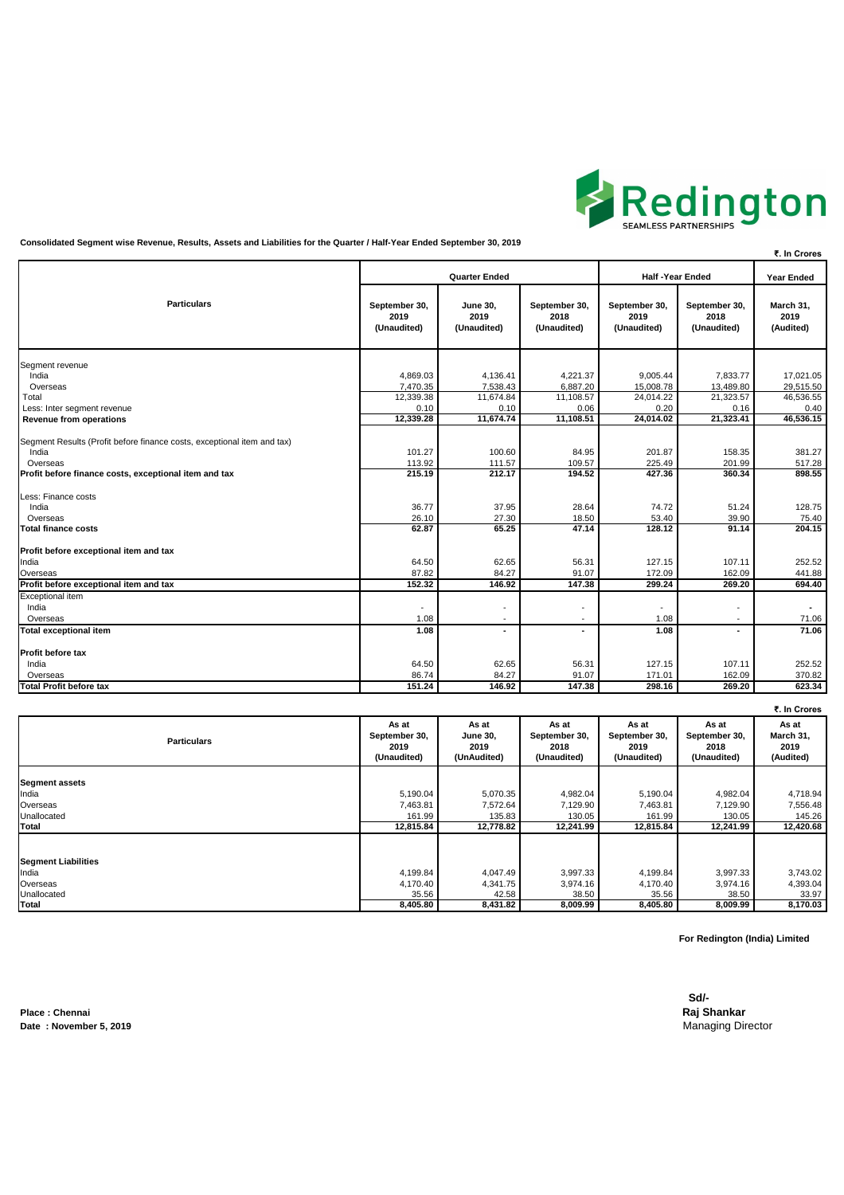Redington SEAMLESS PARTNERSHIPS

**Consolidated Segment wise Revenue, Results, Assets and Liabilities for the Quarter / Half-Year Ended September 30, 2019**

₹. In Crores

| Particulars | Quarter Ended | | | Half -Year Ended | | Year Ended |
|---|---|---|---|---|---|---|
| | September 30, 2019 (Unaudited) | June 30, 2019 (Unaudited) | September 30, 2018 (Unaudited) | September 30, 2019 (Unaudited) | September 30, 2018 (Unaudited) | March 31, 2019 (Audited) |
| Segment revenue | | | | | | |
| India | 4,869.03 | 4,136.41 | 4,221.37 | 9,005.44 | 7,833.77 | 17,021.05 |
| Overseas | 7,470.35 | 7,538.43 | 6,887.20 | 15,008.78 | 13,489.80 | 29,515.50 |
| Total | 12,339.38 | 11,674.84 | 11,108.57 | 24,014.22 | 21,323.57 | 46,536.55 |
| Less: Inter segment revenue | 0.10 | 0.10 | 0.06 | 0.20 | 0.16 | 0.40 |
| **Revenue from operations** | **12,339.28** | **11,674.74** | **11,108.51** | **24,014.02** | **21,323.41** | **46,536.15** |
| Segment Results (Profit before finance costs, exceptional item and tax) | | | | | | |
| India | 101.27 | 100.60 | 84.95 | 201.87 | 158.35 | 381.27 |
| Overseas | 113.92 | 111.57 | 109.57 | 225.49 | 201.99 | 517.28 |
| **Profit before finance costs, exceptional item and tax** | **215.19** | **212.17** | **194.52** | **427.36** | **360.34** | **898.55** |
| Less: Finance costs | | | | | | |
| India | 36.77 | 37.95 | 28.64 | 74.72 | 51.24 | 128.75 |
| Overseas | 26.10 | 27.30 | 18.50 | 53.40 | 39.90 | 75.40 |
| **Total finance costs** | **62.87** | **65.25** | **47.14** | **128.12** | **91.14** | **204.15** |
| **Profit before exceptional item and tax** | | | | | | |
| India | 64.50 | 62.65 | 56.31 | 127.15 | 107.11 | 252.52 |
| Overseas | 87.82 | 84.27 | 91.07 | 172.09 | 162.09 | 441.88 |
| **Profit before exceptional item and tax** | **152.32** | **146.92** | **147.38** | **299.24** | **269.20** | **694.40** |
| Exceptional item | | | | | | |
| India | - | - | - | - | - | - |
| Overseas | 1.08 | - | - | 1.08 | - | 71.06 |
| **Total exceptional item** | **1.08** | **-** | **-** | **1.08** | **-** | **71.06** |
| **Profit before tax** | | | | | | |
| India | 64.50 | 62.65 | 56.31 | 127.15 | 107.11 | 252.52 |
| Overseas | 86.74 | 84.27 | 91.07 | 171.01 | 162.09 | 370.82 |
| **Total Profit before tax** | **151.24** | **146.92** | **147.38** | **298.16** | **269.20** | **623.34** |

₹. In Crores

| Particulars | As at September 30, 2019 (Unaudited) | As at June 30, 2019 (UnAudited) | As at September 30, 2018 (Unaudited) | As at September 30, 2019 (Unaudited) | As at September 30, 2018 (Unaudited) | As at March 31, 2019 (Audited) |
|---|---|---|---|---|---|---|
| **Segment assets** | | | | | | |
| India | 5,190.04 | 5,070.35 | 4,982.04 | 5,190.04 | 4,982.04 | 4,718.94 |
| Overseas | 7,463.81 | 7,572.64 | 7,129.90 | 7,463.81 | 7,129.90 | 7,556.48 |
| Unallocated | 161.99 | 135.83 | 130.05 | 161.99 | 130.05 | 145.26 |
| **Total** | **12,815.84** | **12,778.82** | **12,241.99** | **12,815.84** | **12,241.99** | **12,420.68** |
| **Segment Liabilities** | | | | | | |
| India | 4,199.84 | 4,047.49 | 3,997.33 | 4,199.84 | 3,997.33 | 3,743.02 |
| Overseas | 4,170.40 | 4,341.75 | 3,974.16 | 4,170.40 | 3,974.16 | 4,393.04 |
| Unallocated | 35.56 | 42.58 | 38.50 | 35.56 | 38.50 | 33.97 |
| **Total** | **8,405.80** | **8,431.82** | **8,009.99** | **8,405.80** | **8,009.99** | **8,170.03** |

**For Redington (India) Limited**

**Sd/-**
**Raj Shankar**
Managing Director

**Place : Chennai**
**Date : November 5, 2019**